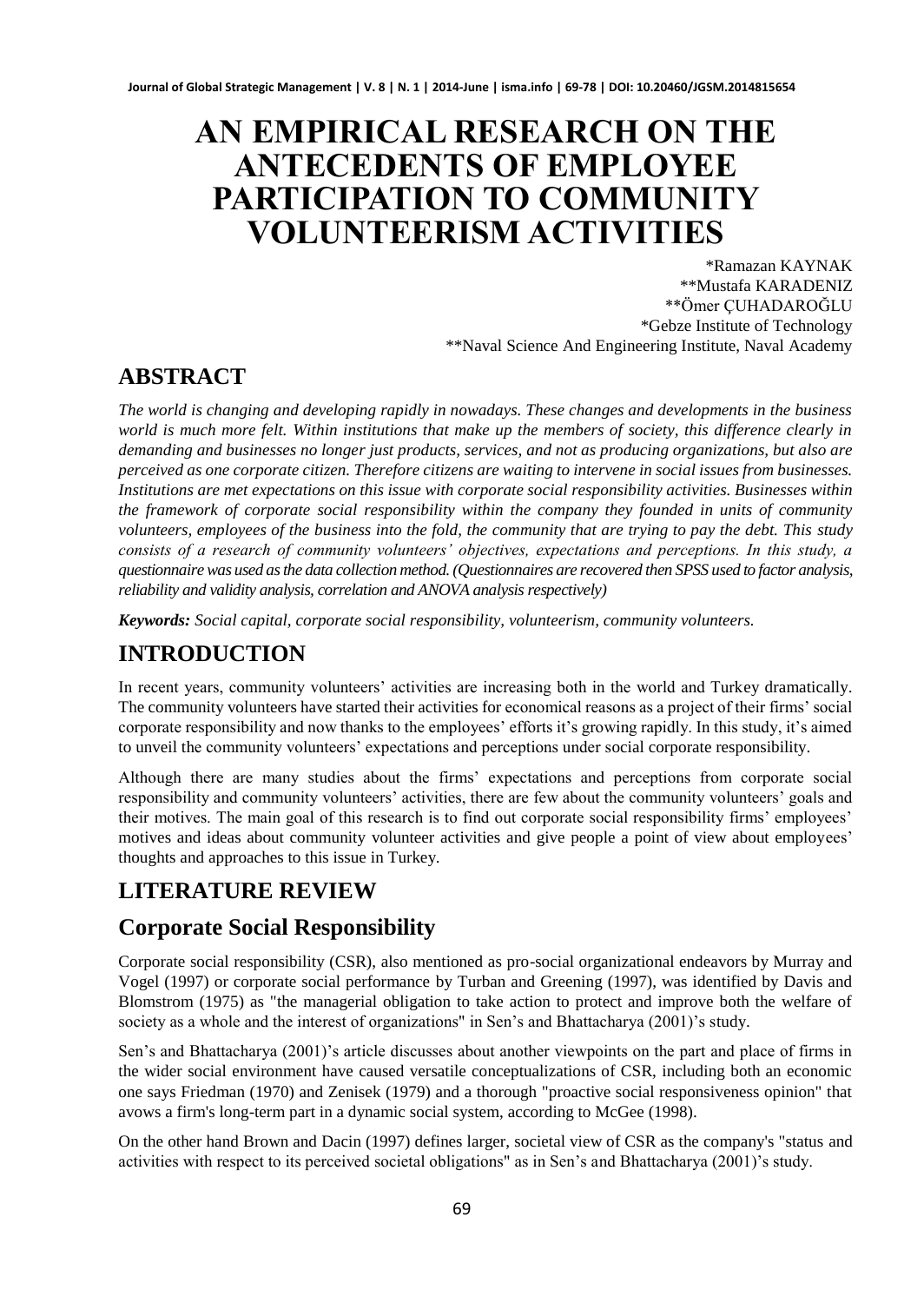# AN EMPIRICAL RESEARCH ON THE ANTECEDENTS OF EMPLOYEE PARTICIPATION TO COMMUNITY VOLUNTEERISM ACTIVITIES

*Ramazan KAYNAK
**Mustafa KARADENIZ
**Ömer ÇUHADAROĞLU
*Gebze Institute of Technology
**Naval Science And Engineering Institute, Naval Academy

## ABSTRACT

*The world is changing and developing rapidly in nowadays. These changes and developments in the business world is much more felt. Within institutions that make up the members of society, this difference clearly in demanding and businesses no longer just products, services, and not as producing organizations, but also are perceived as one corporate citizen. Therefore citizens are waiting to intervene in social issues from businesses. Institutions are met expectations on this issue with corporate social responsibility activities. Businesses within the framework of corporate social responsibility within the company they founded in units of community volunteers, employees of the business into the fold, the community that are trying to pay the debt. This study consists of a research of community volunteers' objectives, expectations and perceptions. In this study, a questionnaire was used as the data collection method. (Questionnaires are recovered then SPSS used to factor analysis, reliability and validity analysis, correlation and ANOVA analysis respectively)*

***Keywords:*** *Social capital, corporate social responsibility, volunteerism, community volunteers.*

## INTRODUCTION

In recent years, community volunteers' activities are increasing both in the world and Turkey dramatically. The community volunteers have started their activities for economical reasons as a project of their firms' social corporate responsibility and now thanks to the employees' efforts it's growing rapidly. In this study, it's aimed to unveil the community volunteers' expectations and perceptions under social corporate responsibility.

Although there are many studies about the firms' expectations and perceptions from corporate social responsibility and community volunteers' activities, there are few about the community volunteers' goals and their motives. The main goal of this research is to find out corporate social responsibility firms' employees' motives and ideas about community volunteer activities and give people a point of view about employees' thoughts and approaches to this issue in Turkey.

## LITERATURE REVIEW

## Corporate Social Responsibility

Corporate social responsibility (CSR), also mentioned as pro-social organizational endeavors by Murray and Vogel (1997) or corporate social performance by Turban and Greening (1997), was identified by Davis and Blomstrom (1975) as "the managerial obligation to take action to protect and improve both the welfare of society as a whole and the interest of organizations" in Sen's and Bhattacharya (2001)'s study.

Sen's and Bhattacharya (2001)'s article discusses about another viewpoints on the part and place of firms in the wider social environment have caused versatile conceptualizations of CSR, including both an economic one says Friedman (1970) and Zenisek (1979) and a thorough "proactive social responsiveness opinion" that avows a firm's long-term part in a dynamic social system, according to McGee (1998).

On the other hand Brown and Dacin (1997) defines larger, societal view of CSR as the company's "status and activities with respect to its perceived societal obligations" as in Sen's and Bhattacharya (2001)'s study.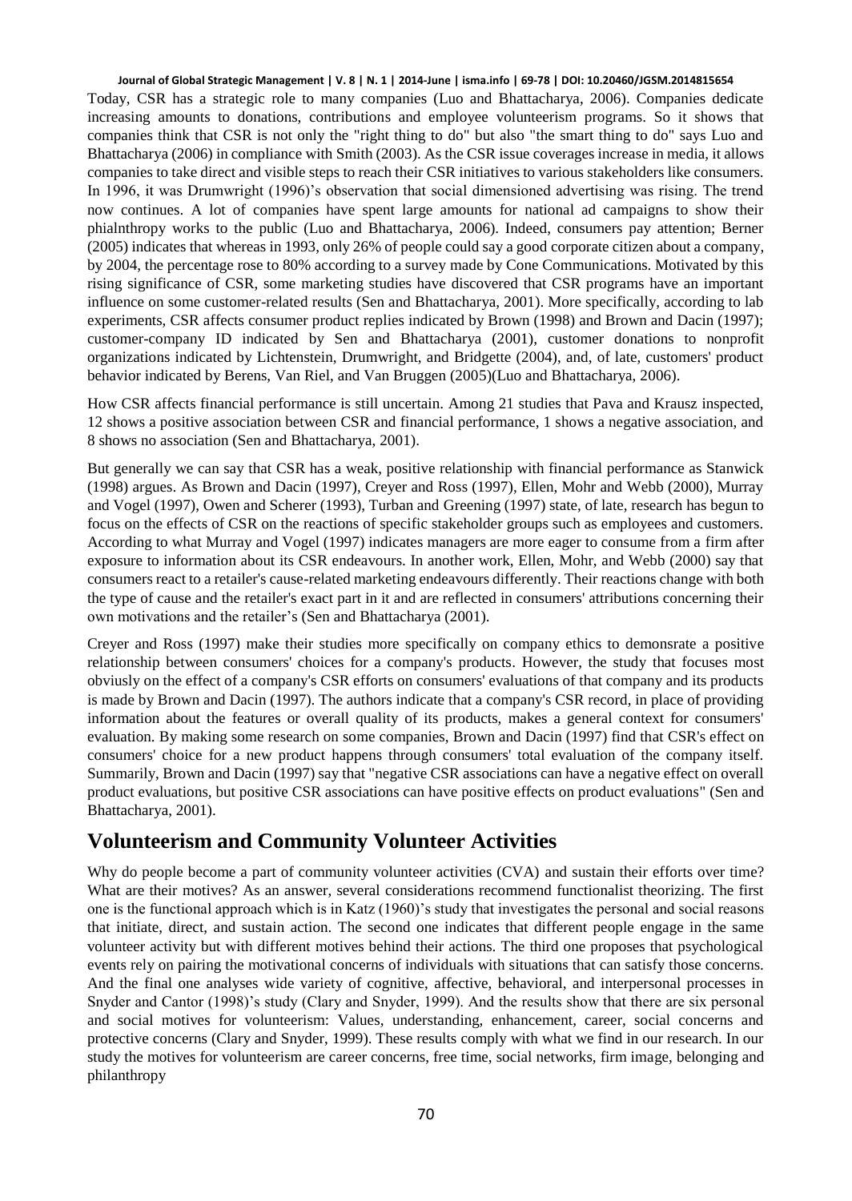Today, CSR has a strategic role to many companies (Luo and Bhattacharya, 2006). Companies dedicate increasing amounts to donations, contributions and employee volunteerism programs. So it shows that companies think that CSR is not only the "right thing to do" but also "the smart thing to do" says Luo and Bhattacharya (2006) in compliance with Smith (2003). As the CSR issue coverages increase in media, it allows companies to take direct and visible steps to reach their CSR initiatives to various stakeholders like consumers. In 1996, it was Drumwright (1996)'s observation that social dimensioned advertising was rising. The trend now continues. A lot of companies have spent large amounts for national ad campaigns to show their phialnthropy works to the public (Luo and Bhattacharya, 2006). Indeed, consumers pay attention; Berner (2005) indicates that whereas in 1993, only 26% of people could say a good corporate citizen about a company, by 2004, the percentage rose to 80% according to a survey made by Cone Communications. Motivated by this rising significance of CSR, some marketing studies have discovered that CSR programs have an important influence on some customer-related results (Sen and Bhattacharya, 2001). More specifically, according to lab experiments, CSR affects consumer product replies indicated by Brown (1998) and Brown and Dacin (1997); customer-company ID indicated by Sen and Bhattacharya (2001), customer donations to nonprofit organizations indicated by Lichtenstein, Drumwright, and Bridgette (2004), and, of late, customers' product behavior indicated by Berens, Van Riel, and Van Bruggen (2005)(Luo and Bhattacharya, 2006).

How CSR affects financial performance is still uncertain. Among 21 studies that Pava and Krausz inspected, 12 shows a positive association between CSR and financial performance, 1 shows a negative association, and 8 shows no association (Sen and Bhattacharya, 2001).

But generally we can say that CSR has a weak, positive relationship with financial performance as Stanwick (1998) argues. As Brown and Dacin (1997), Creyer and Ross (1997), Ellen, Mohr and Webb (2000), Murray and Vogel (1997), Owen and Scherer (1993), Turban and Greening (1997) state, of late, research has begun to focus on the effects of CSR on the reactions of specific stakeholder groups such as employees and customers. According to what Murray and Vogel (1997) indicates managers are more eager to consume from a firm after exposure to information about its CSR endeavours. In another work, Ellen, Mohr, and Webb (2000) say that consumers react to a retailer's cause-related marketing endeavours differently. Their reactions change with both the type of cause and the retailer's exact part in it and are reflected in consumers' attributions concerning their own motivations and the retailer's (Sen and Bhattacharya (2001).

Creyer and Ross (1997) make their studies more specifically on company ethics to demonsrate a positive relationship between consumers' choices for a company's products. However, the study that focuses most obviusly on the effect of a company's CSR efforts on consumers' evaluations of that company and its products is made by Brown and Dacin (1997). The authors indicate that a company's CSR record, in place of providing information about the features or overall quality of its products, makes a general context for consumers' evaluation. By making some research on some companies, Brown and Dacin (1997) find that CSR's effect on consumers' choice for a new product happens through consumers' total evaluation of the company itself. Summarily, Brown and Dacin (1997) say that "negative CSR associations can have a negative effect on overall product evaluations, but positive CSR associations can have positive effects on product evaluations" (Sen and Bhattacharya, 2001).

## Volunteerism and Community Volunteer Activities

Why do people become a part of community volunteer activities (CVA) and sustain their efforts over time? What are their motives? As an answer, several considerations recommend functionalist theorizing. The first one is the functional approach which is in Katz (1960)'s study that investigates the personal and social reasons that initiate, direct, and sustain action. The second one indicates that different people engage in the same volunteer activity but with different motives behind their actions. The third one proposes that psychological events rely on pairing the motivational concerns of individuals with situations that can satisfy those concerns. And the final one analyses wide variety of cognitive, affective, behavioral, and interpersonal processes in Snyder and Cantor (1998)'s study (Clary and Snyder, 1999). And the results show that there are six personal and social motives for volunteerism: Values, understanding, enhancement, career, social concerns and protective concerns (Clary and Snyder, 1999). These results comply with what we find in our research. In our study the motives for volunteerism are career concerns, free time, social networks, firm image, belonging and philanthropy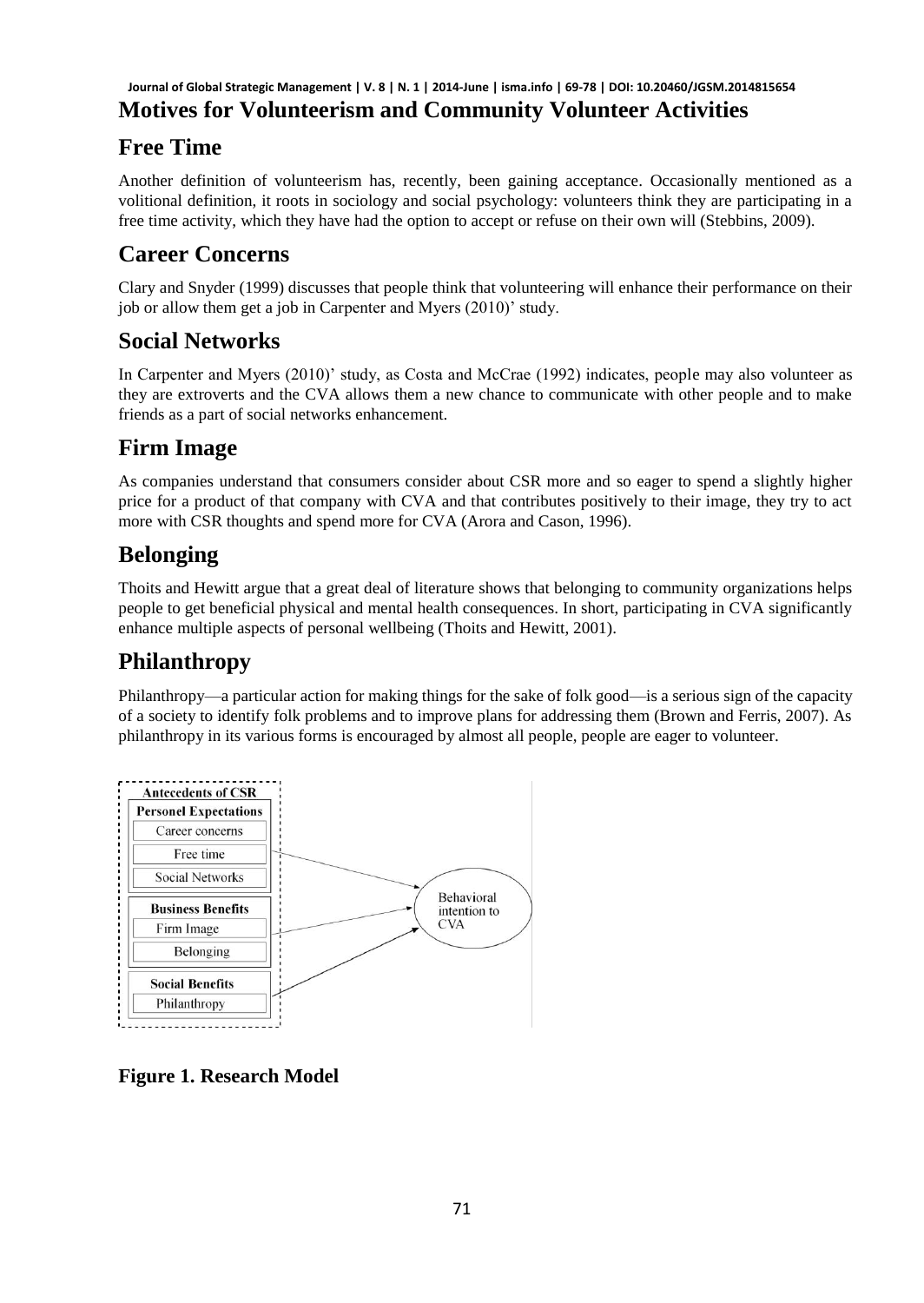# Motives for Volunteerism and Community Volunteer Activities

## Free Time

Another definition of volunteerism has, recently, been gaining acceptance. Occasionally mentioned as a volitional definition, it roots in sociology and social psychology: volunteers think they are participating in a free time activity, which they have had the option to accept or refuse on their own will (Stebbins, 2009).

## Career Concerns

Clary and Snyder (1999) discusses that people think that volunteering will enhance their performance on their job or allow them get a job in Carpenter and Myers (2010)' study.

## Social Networks

In Carpenter and Myers (2010)' study, as Costa and McCrae (1992) indicates, people may also volunteer as they are extroverts and the CVA allows them a new chance to communicate with other people and to make friends as a part of social networks enhancement.

## Firm Image

As companies understand that consumers consider about CSR more and so eager to spend a slightly higher price for a product of that company with CVA and that contributes positively to their image, they try to act more with CSR thoughts and spend more for CVA (Arora and Cason, 1996).

## Belonging

Thoits and Hewitt argue that a great deal of literature shows that belonging to community organizations helps people to get beneficial physical and mental health consequences. In short, participating in CVA significantly enhance multiple aspects of personal wellbeing (Thoits and Hewitt, 2001).

## Philanthropy

Philanthropy—a particular action for making things for the sake of folk good—is a serious sign of the capacity of a society to identify folk problems and to improve plans for addressing them (Brown and Ferris, 2007). As philanthropy in its various forms is encouraged by almost all people, people are eager to volunteer.

Antecedents of CSR

Personel Expectations: Career concerns, Free time, Social Networks

Business Benefits: Firm Image, Belonging

Social Benefits: Philanthropy

→ Behavioral intention to CVA

**Figure 1. Research Model**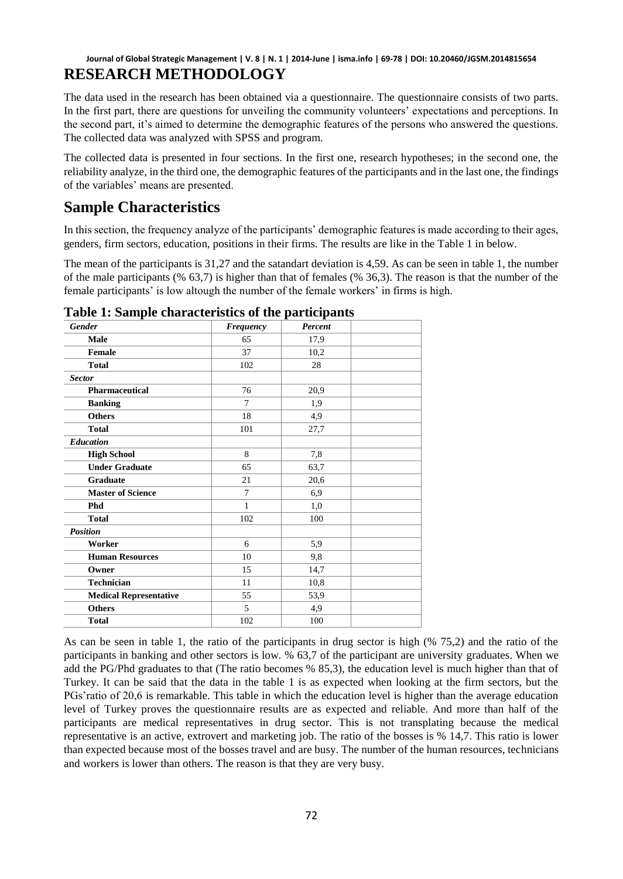# RESEARCH METHODOLOGY

The data used in the research has been obtained via a questionnaire. The questionnaire consists of two parts. In the first part, there are questions for unveiling the community volunteers' expectations and perceptions. In the second part, it's aimed to determine the demographic features of the persons who answered the questions. The collected data was analyzed with SPSS and program.

The collected data is presented in four sections. In the first one, research hypotheses; in the second one, the reliability analyze, in the third one, the demographic features of the participants and in the last one, the findings of the variables' means are presented.

## Sample Characteristics

In this section, the frequency analyze of the participants' demographic features is made according to their ages, genders, firm sectors, education, positions in their firms. The results are like in the Table 1 in below.

The mean of the participants is 31,27 and the satandart deviation is 4,59. As can be seen in table 1, the number of the male participants (% 63,7) is higher than that of females (% 36,3). The reason is that the number of the female participants' is low altough the number of the female workers' in firms is high.

**Table 1: Sample characteristics of the participants**

| *Gender* | *Frequency* | *Percent* | |
|---|---|---|---|
| **Male** | 65 | 17,9 | |
| **Female** | 37 | 10,2 | |
| **Total** | 102 | 28 | |
| *Sector* | | | |
| **Pharmaceutical** | 76 | 20,9 | |
| **Banking** | 7 | 1,9 | |
| **Others** | 18 | 4,9 | |
| **Total** | 101 | 27,7 | |
| *Education* | | | |
| **High School** | 8 | 7,8 | |
| **Under Graduate** | 65 | 63,7 | |
| **Graduate** | 21 | 20,6 | |
| **Master of Science** | 7 | 6,9 | |
| **Phd** | 1 | 1,0 | |
| **Total** | 102 | 100 | |
| *Position* | | | |
| **Worker** | 6 | 5,9 | |
| **Human Resources** | 10 | 9,8 | |
| **Owner** | 15 | 14,7 | |
| **Technician** | 11 | 10,8 | |
| **Medical Representative** | 55 | 53,9 | |
| **Others** | 5 | 4,9 | |
| **Total** | 102 | 100 | |

As can be seen in table 1, the ratio of the participants in drug sector is high (% 75,2) and the ratio of the participants in banking and other sectors is low. % 63,7 of the participant are university graduates. When we add the PG/Phd graduates to that (The ratio becomes % 85,3), the education level is much higher than that of Turkey. It can be said that the data in the table 1 is as expected when looking at the firm sectors, but the PGs'ratio of 20,6 is remarkable. This table in which the education level is higher than the average education level of Turkey proves the questionnaire results are as expected and reliable. And more than half of the participants are medical representatives in drug sector. This is not transplating because the medical representative is an active, extrovert and marketing job. The ratio of the bosses is % 14,7. This ratio is lower than expected because most of the bosses travel and are busy. The number of the human resources, technicians and workers is lower than others. The reason is that they are very busy.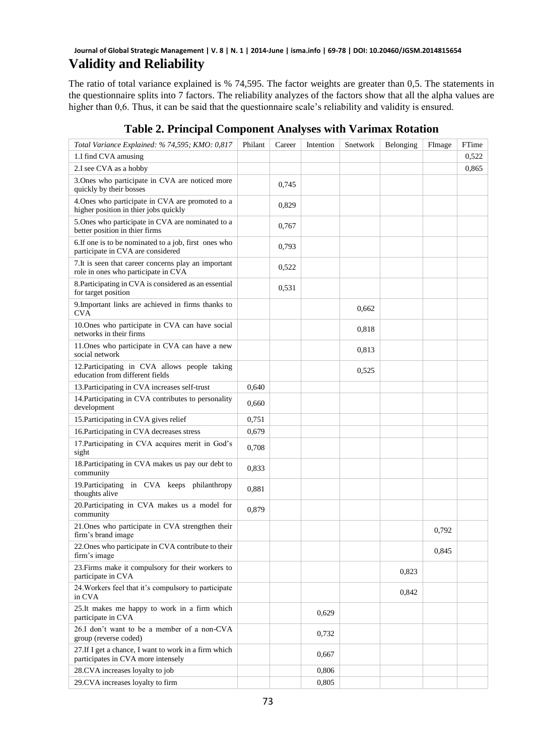## Validity and Reliability

The ratio of total variance explained is % 74,595. The factor weights are greater than 0,5. The statements in the questionnaire splits into 7 factors. The reliability analyzes of the factors show that all the alpha values are higher than 0,6. Thus, it can be said that the questionnaire scale's reliability and validity is ensured.

**Table 2. Principal Component Analyses with Varimax Rotation**

| *Total Variance Explained: % 74,595; KMO: 0,817* | Philant | Career | Intention | Snetwork | Belonging | FImage | FTime |
|---|---|---|---|---|---|---|---|
| 1.I find CVA amusing | | | | | | | 0,522 |
| 2.I see CVA as a hobby | | | | | | | 0,865 |
| 3.Ones who participate in CVA are noticed more quickly by their bosses | | 0,745 | | | | | |
| 4.Ones who participate in CVA are promoted to a higher position in thier jobs quickly | | 0,829 | | | | | |
| 5.Ones who participate in CVA are nominated to a better position in thier firms | | 0,767 | | | | | |
| 6.If one is to be nominated to a job, first ones who participate in CVA are considered | | 0,793 | | | | | |
| 7.It is seen that career concerns play an important role in ones who participate in CVA | | 0,522 | | | | | |
| 8.Participating in CVA is considered as an essential for target position | | 0,531 | | | | | |
| 9.Important links are achieved in firms thanks to CVA | | | | 0,662 | | | |
| 10.Ones who participate in CVA can have social networks in their firms | | | | 0,818 | | | |
| 11.Ones who participate in CVA can have a new social network | | | | 0,813 | | | |
| 12.Participating in CVA allows people taking education from different fields | | | | 0,525 | | | |
| 13.Participating in CVA increases self-trust | 0,640 | | | | | | |
| 14.Participating in CVA contributes to personality development | 0,660 | | | | | | |
| 15.Participating in CVA gives relief | 0,751 | | | | | | |
| 16.Participating in CVA decreases stress | 0,679 | | | | | | |
| 17.Participating in CVA acquires merit in God's sight | 0,708 | | | | | | |
| 18.Participating in CVA makes us pay our debt to community | 0,833 | | | | | | |
| 19.Participating in CVA keeps philanthropy thoughts alive | 0,881 | | | | | | |
| 20.Participating in CVA makes us a model for community | 0,879 | | | | | | |
| 21.Ones who participate in CVA strengthen their firm's brand image | | | | | | 0,792 | |
| 22.Ones who participate in CVA contribute to their firm's image | | | | | | 0,845 | |
| 23.Firms make it compulsory for their workers to participate in CVA | | | | | 0,823 | | |
| 24.Workers feel that it's compulsory to participate in CVA | | | | | 0,842 | | |
| 25.It makes me happy to work in a firm which participate in CVA | | | 0,629 | | | | |
| 26.I don't want to be a member of a non-CVA group (reverse coded) | | | 0,732 | | | | |
| 27.If I get a chance, I want to work in a firm which participates in CVA more intensely | | | 0,667 | | | | |
| 28.CVA increases loyalty to job | | | 0,806 | | | | |
| 29.CVA increases loyalty to firm | | | 0,805 | | | | |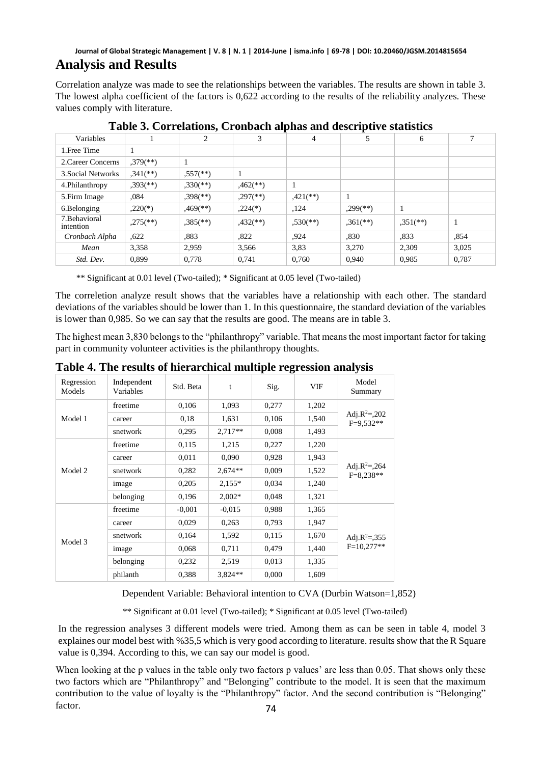## Analysis and Results

Correlation analyze was made to see the relationships between the variables. The results are shown in table 3. The lowest alpha coefficient of the factors is 0,622 according to the results of the reliability analyzes. These values comply with literature.

**Table 3. Correlations, Cronbach alphas and descriptive statistics**

| Variables | 1 | 2 | 3 | 4 | 5 | 6 | 7 |
|---|---|---|---|---|---|---|---|
| 1.Free Time | 1 | | | | | | |
| 2.Career Concerns | ,379(**) | 1 | | | | | |
| 3.Social Networks | ,341(**) | ,557(**) | 1 | | | | |
| 4.Philanthropy | ,393(**) | ,330(**) | ,462(**) | 1 | | | |
| 5.Firm Image | ,084 | ,398(**) | ,297(**) | ,421(**) | 1 | | |
| 6.Belonging | ,220(*) | ,469(**) | ,224(*) | ,124 | ,299(**) | 1 | |
| 7.Behavioral intention | ,275(**) | ,385(**) | ,432(**) | ,530(**) | ,361(**) | ,351(**) | 1 |
| *Cronbach Alpha* | ,622 | ,883 | ,822 | ,924 | ,830 | ,833 | ,854 |
| *Mean* | 3,358 | 2,959 | 3,566 | 3,83 | 3,270 | 2,309 | 3,025 |
| *Std. Dev.* | 0,899 | 0,778 | 0,741 | 0,760 | 0,940 | 0,985 | 0,787 |

** Significant at 0.01 level (Two-tailed); * Significant at 0.05 level (Two-tailed)

The correletion analyze result shows that the variables have a relationship with each other. The standard deviations of the variables should be lower than 1. In this questionnaire, the standard deviation of the variables is lower than 0,985. So we can say that the results are good. The means are in table 3.

The highest mean 3,830 belongs to the "philanthropy" variable. That means the most important factor for taking part in community volunteer activities is the philanthropy thoughts.

**Table 4. The results of hierarchical multiple regression analysis**

| Regression Models | Independent Variables | Std. Beta | t | Sig. | VIF | Model Summary |
|---|---|---|---|---|---|---|
| Model 1 | freetime | 0,106 | 1,093 | 0,277 | 1,202 | Adj.$R^2$=,202 F=9,532** |
| | career | 0,18 | 1,631 | 0,106 | 1,540 | |
| | snetwork | 0,295 | 2,717** | 0,008 | 1,493 | |
| Model 2 | freetime | 0,115 | 1,215 | 0,227 | 1,220 | Adj.$R^2$=,264 F=8,238** |
| | career | 0,011 | 0,090 | 0,928 | 1,943 | |
| | snetwork | 0,282 | 2,674** | 0,009 | 1,522 | |
| | image | 0,205 | 2,155* | 0,034 | 1,240 | |
| | belonging | 0,196 | 2,002* | 0,048 | 1,321 | |
| Model 3 | freetime | -0,001 | -0,015 | 0,988 | 1,365 | Adj.$R^2$=,355 F=10,277** |
| | career | 0,029 | 0,263 | 0,793 | 1,947 | |
| | snetwork | 0,164 | 1,592 | 0,115 | 1,670 | |
| | image | 0,068 | 0,711 | 0,479 | 1,440 | |
| | belonging | 0,232 | 2,519 | 0,013 | 1,335 | |
| | philanth | 0,388 | 3,824** | 0,000 | 1,609 | |

Dependent Variable: Behavioral intention to CVA (Durbin Watson=1,852)

** Significant at 0.01 level (Two-tailed); * Significant at 0.05 level (Two-tailed)

In the regression analyses 3 different models were tried. Among them as can be seen in table 4, model 3 explaines our model best with %35,5 which is very good according to literature. results show that the R Square value is 0,394. According to this, we can say our model is good.

When looking at the p values in the table only two factors p values' are less than 0.05. That shows only these two factors which are "Philanthropy" and "Belonging" contribute to the model. It is seen that the maximum contribution to the value of loyalty is the "Philanthropy" factor. And the second contribution is "Belonging" factor.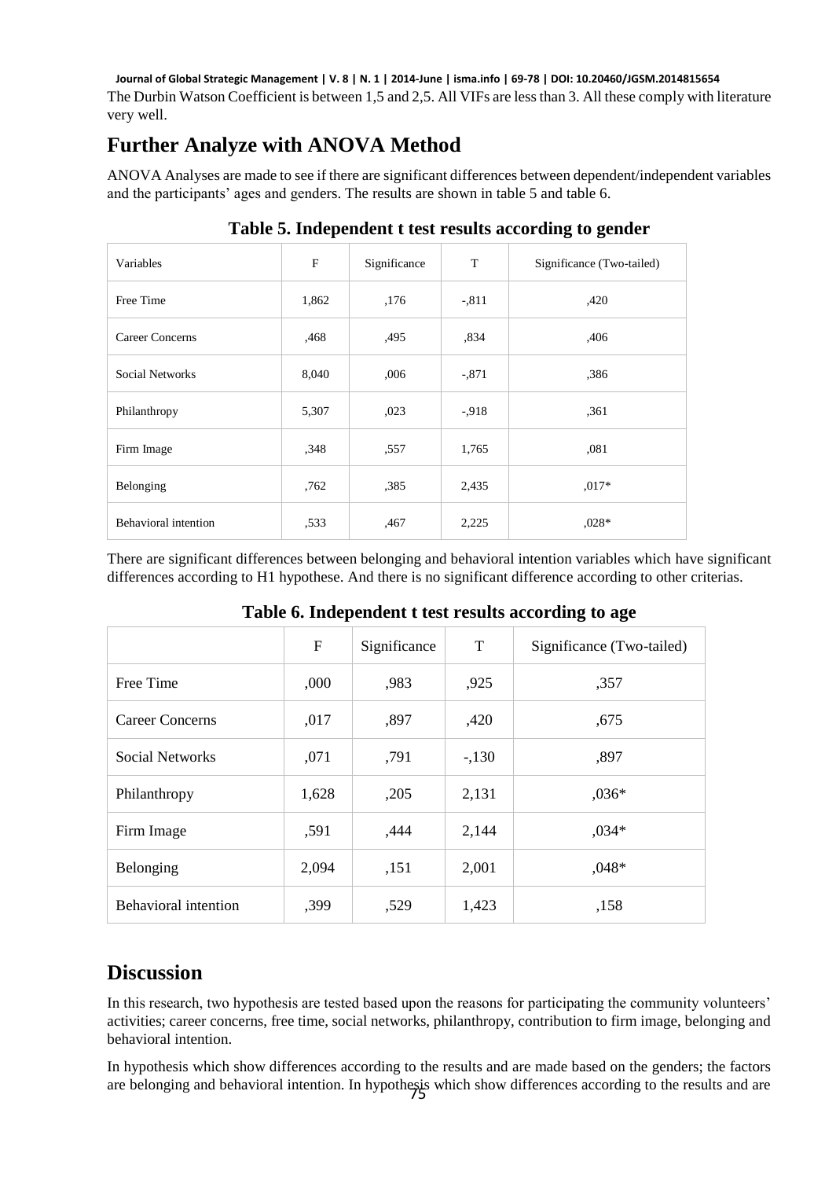The Durbin Watson Coefficient is between 1,5 and 2,5. All VIFs are less than 3. All these comply with literature very well.

## Further Analyze with ANOVA Method

ANOVA Analyses are made to see if there are significant differences between dependent/independent variables and the participants' ages and genders. The results are shown in table 5 and table 6.

**Table 5. Independent t test results according to gender**

| Variables | F | Significance | T | Significance (Two-tailed) |
|---|---|---|---|---|
| Free Time | 1,862 | ,176 | -,811 | ,420 |
| Career Concerns | ,468 | ,495 | ,834 | ,406 |
| Social Networks | 8,040 | ,006 | -,871 | ,386 |
| Philanthropy | 5,307 | ,023 | -,918 | ,361 |
| Firm Image | ,348 | ,557 | 1,765 | ,081 |
| Belonging | ,762 | ,385 | 2,435 | ,017* |
| Behavioral intention | ,533 | ,467 | 2,225 | ,028* |

There are significant differences between belonging and behavioral intention variables which have significant differences according to H1 hypothese. And there is no significant difference according to other criterias.

**Table 6. Independent t test results according to age**

| | F | Significance | T | Significance (Two-tailed) |
|---|---|---|---|---|
| Free Time | ,000 | ,983 | ,925 | ,357 |
| Career Concerns | ,017 | ,897 | ,420 | ,675 |
| Social Networks | ,071 | ,791 | -,130 | ,897 |
| Philanthropy | 1,628 | ,205 | 2,131 | ,036* |
| Firm Image | ,591 | ,444 | 2,144 | ,034* |
| Belonging | 2,094 | ,151 | 2,001 | ,048* |
| Behavioral intention | ,399 | ,529 | 1,423 | ,158 |

## Discussion

In this research, two hypothesis are tested based upon the reasons for participating the community volunteers' activities; career concerns, free time, social networks, philanthropy, contribution to firm image, belonging and behavioral intention.

In hypothesis which show differences according to the results and are made based on the genders; the factors are belonging and behavioral intention. In hypothesis which show differences according to the results and are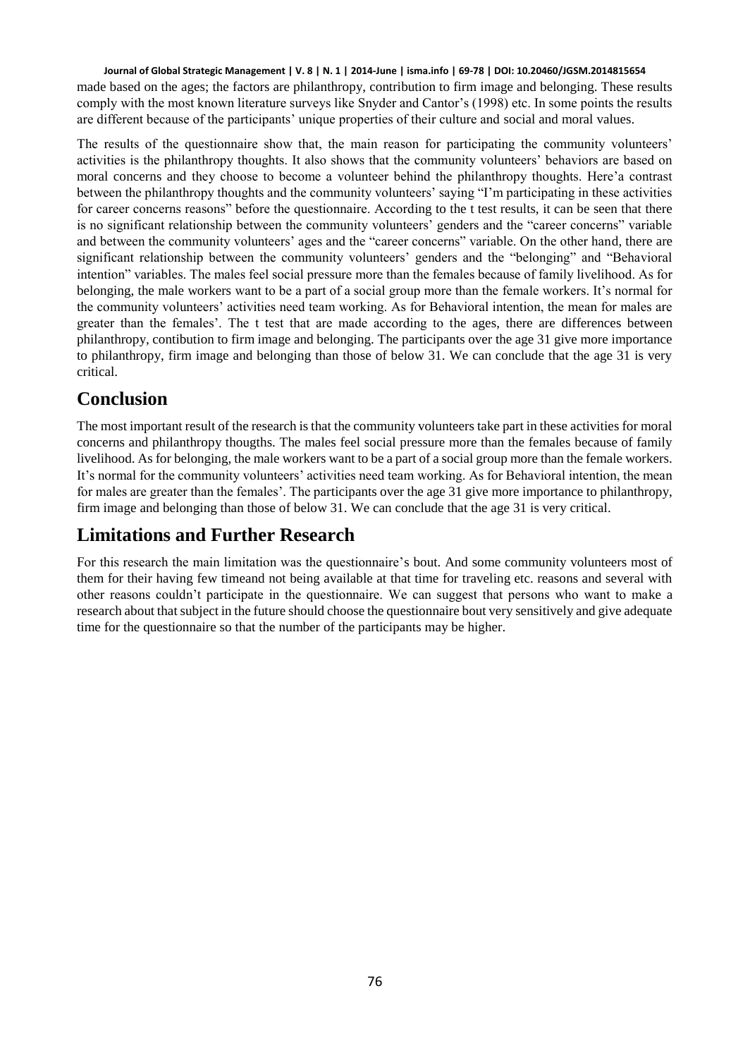made based on the ages; the factors are philanthropy, contribution to firm image and belonging. These results comply with the most known literature surveys like Snyder and Cantor's (1998) etc. In some points the results are different because of the participants' unique properties of their culture and social and moral values.

The results of the questionnaire show that, the main reason for participating the community volunteers' activities is the philanthropy thoughts. It also shows that the community volunteers' behaviors are based on moral concerns and they choose to become a volunteer behind the philanthropy thoughts. Here'a contrast between the philanthropy thoughts and the community volunteers' saying "I'm participating in these activities for career concerns reasons" before the questionnaire. According to the t test results, it can be seen that there is no significant relationship between the community volunteers' genders and the "career concerns" variable and between the community volunteers' ages and the "career concerns" variable. On the other hand, there are significant relationship between the community volunteers' genders and the "belonging" and "Behavioral intention" variables. The males feel social pressure more than the females because of family livelihood. As for belonging, the male workers want to be a part of a social group more than the female workers. It's normal for the community volunteers' activities need team working. As for Behavioral intention, the mean for males are greater than the females'. The t test that are made according to the ages, there are differences between philanthropy, contibution to firm image and belonging. The participants over the age 31 give more importance to philanthropy, firm image and belonging than those of below 31. We can conclude that the age 31 is very critical.

## Conclusion

The most important result of the research is that the community volunteers take part in these activities for moral concerns and philanthropy thougths. The males feel social pressure more than the females because of family livelihood. As for belonging, the male workers want to be a part of a social group more than the female workers. It's normal for the community volunteers' activities need team working. As for Behavioral intention, the mean for males are greater than the females'. The participants over the age 31 give more importance to philanthropy, firm image and belonging than those of below 31. We can conclude that the age 31 is very critical.

## Limitations and Further Research

For this research the main limitation was the questionnaire's bout. And some community volunteers most of them for their having few timeand not being available at that time for traveling etc. reasons and several with other reasons couldn't participate in the questionnaire. We can suggest that persons who want to make a research about that subject in the future should choose the questionnaire bout very sensitively and give adequate time for the questionnaire so that the number of the participants may be higher.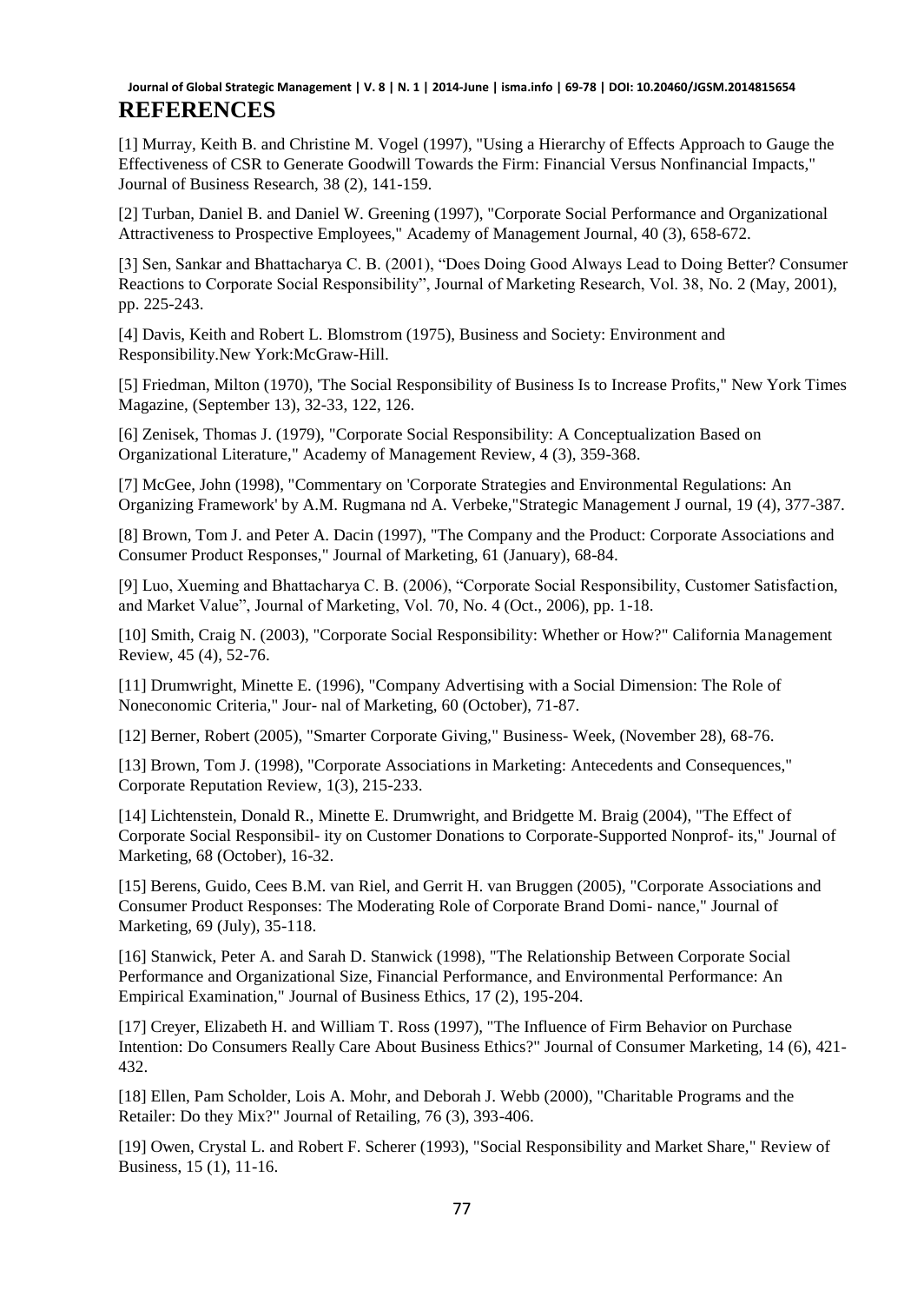# REFERENCES

[1] Murray, Keith B. and Christine M. Vogel (1997), "Using a Hierarchy of Effects Approach to Gauge the Effectiveness of CSR to Generate Goodwill Towards the Firm: Financial Versus Nonfinancial Impacts," Journal of Business Research, 38 (2), 141-159.

[2] Turban, Daniel B. and Daniel W. Greening (1997), "Corporate Social Performance and Organizational Attractiveness to Prospective Employees," Academy of Management Journal, 40 (3), 658-672.

[3] Sen, Sankar and Bhattacharya C. B. (2001), "Does Doing Good Always Lead to Doing Better? Consumer Reactions to Corporate Social Responsibility", Journal of Marketing Research, Vol. 38, No. 2 (May, 2001), pp. 225-243.

[4] Davis, Keith and Robert L. Blomstrom (1975), Business and Society: Environment and Responsibility.New York:McGraw-Hill.

[5] Friedman, Milton (1970), 'The Social Responsibility of Business Is to Increase Profits," New York Times Magazine, (September 13), 32-33, 122, 126.

[6] Zenisek, Thomas J. (1979), "Corporate Social Responsibility: A Conceptualization Based on Organizational Literature," Academy of Management Review, 4 (3), 359-368.

[7] McGee, John (1998), "Commentary on 'Corporate Strategies and Environmental Regulations: An Organizing Framework' by A.M. Rugmana nd A. Verbeke,"Strategic Management J ournal, 19 (4), 377-387.

[8] Brown, Tom J. and Peter A. Dacin (1997), "The Company and the Product: Corporate Associations and Consumer Product Responses," Journal of Marketing, 61 (January), 68-84.

[9] Luo, Xueming and Bhattacharya C. B. (2006), "Corporate Social Responsibility, Customer Satisfaction, and Market Value", Journal of Marketing, Vol. 70, No. 4 (Oct., 2006), pp. 1-18.

[10] Smith, Craig N. (2003), "Corporate Social Responsibility: Whether or How?" California Management Review, 45 (4), 52-76.

[11] Drumwright, Minette E. (1996), "Company Advertising with a Social Dimension: The Role of Noneconomic Criteria," Jour- nal of Marketing, 60 (October), 71-87.

[12] Berner, Robert (2005), "Smarter Corporate Giving," Business- Week, (November 28), 68-76.

[13] Brown, Tom J. (1998), "Corporate Associations in Marketing: Antecedents and Consequences," Corporate Reputation Review, 1(3), 215-233.

[14] Lichtenstein, Donald R., Minette E. Drumwright, and Bridgette M. Braig (2004), "The Effect of Corporate Social Responsibil- ity on Customer Donations to Corporate-Supported Nonprof- its," Journal of Marketing, 68 (October), 16-32.

[15] Berens, Guido, Cees B.M. van Riel, and Gerrit H. van Bruggen (2005), "Corporate Associations and Consumer Product Responses: The Moderating Role of Corporate Brand Domi- nance," Journal of Marketing, 69 (July), 35-118.

[16] Stanwick, Peter A. and Sarah D. Stanwick (1998), "The Relationship Between Corporate Social Performance and Organizational Size, Financial Performance, and Environmental Performance: An Empirical Examination," Journal of Business Ethics, 17 (2), 195-204.

[17] Creyer, Elizabeth H. and William T. Ross (1997), "The Influence of Firm Behavior on Purchase Intention: Do Consumers Really Care About Business Ethics?" Journal of Consumer Marketing, 14 (6), 421-432.

[18] Ellen, Pam Scholder, Lois A. Mohr, and Deborah J. Webb (2000), "Charitable Programs and the Retailer: Do they Mix?" Journal of Retailing, 76 (3), 393-406.

[19] Owen, Crystal L. and Robert F. Scherer (1993), "Social Responsibility and Market Share," Review of Business, 15 (1), 11-16.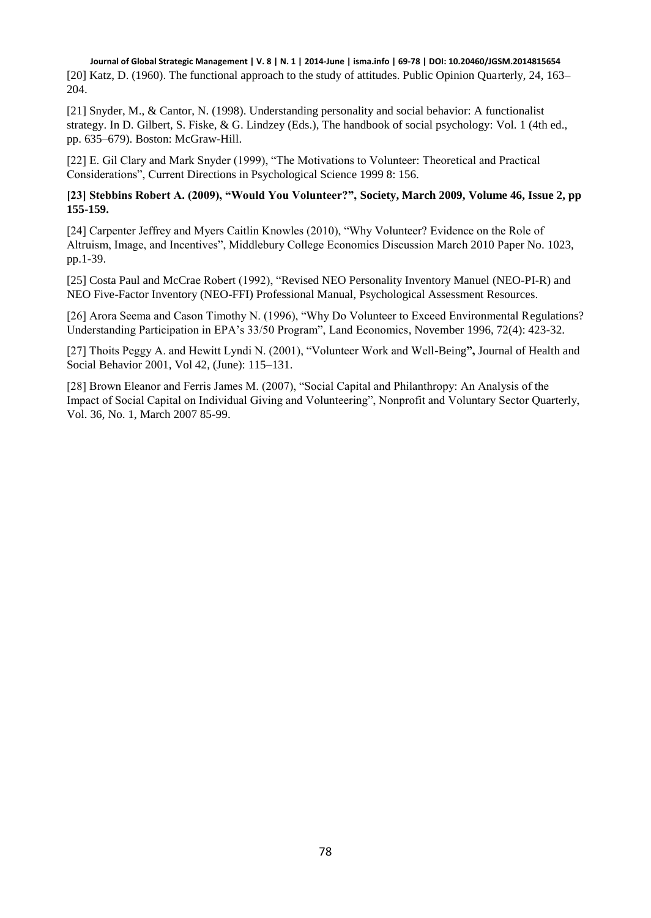[20] Katz, D. (1960). The functional approach to the study of attitudes. Public Opinion Quarterly, 24, 163–204.

[21] Snyder, M., & Cantor, N. (1998). Understanding personality and social behavior: A functionalist strategy. In D. Gilbert, S. Fiske, & G. Lindzey (Eds.), The handbook of social psychology: Vol. 1 (4th ed., pp. 635–679). Boston: McGraw-Hill.

[22] E. Gil Clary and Mark Snyder (1999), "The Motivations to Volunteer: Theoretical and Practical Considerations", Current Directions in Psychological Science 1999 8: 156.

**[23] Stebbins Robert A. (2009), "Would You Volunteer?", Society, March 2009, Volume 46, Issue 2, pp 155-159.**

[24] Carpenter Jeffrey and Myers Caitlin Knowles (2010), "Why Volunteer? Evidence on the Role of Altruism, Image, and Incentives", Middlebury College Economics Discussion March 2010 Paper No. 1023, pp.1-39.

[25] Costa Paul and McCrae Robert (1992), "Revised NEO Personality Inventory Manuel (NEO-PI-R) and NEO Five-Factor Inventory (NEO-FFI) Professional Manual, Psychological Assessment Resources.

[26] Arora Seema and Cason Timothy N. (1996), "Why Do Volunteer to Exceed Environmental Regulations? Understanding Participation in EPA's 33/50 Program", Land Economics, November 1996, 72(4): 423-32.

[27] Thoits Peggy A. and Hewitt Lyndi N. (2001), "Volunteer Work and Well-Being**",** Journal of Health and Social Behavior 2001, Vol 42, (June): 115–131.

[28] Brown Eleanor and Ferris James M. (2007), "Social Capital and Philanthropy: An Analysis of the Impact of Social Capital on Individual Giving and Volunteering", Nonprofit and Voluntary Sector Quarterly, Vol. 36, No. 1, March 2007 85-99.